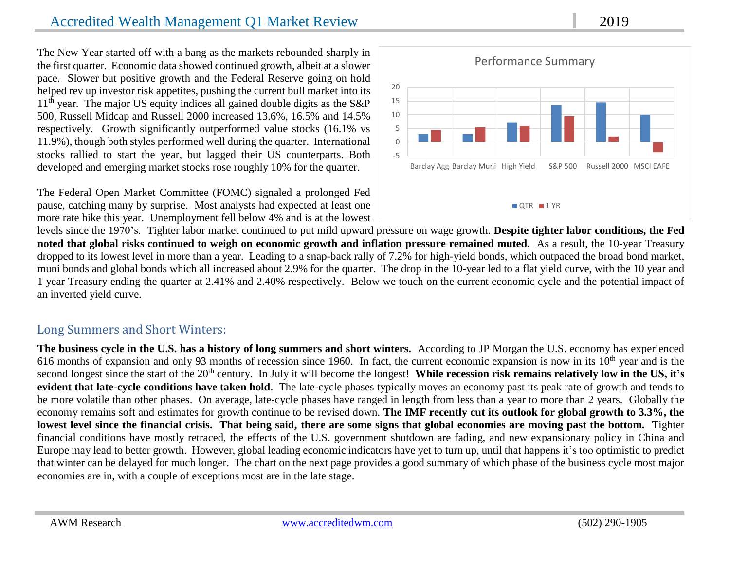# Accredited Wealth Management Q1 Market Review 2019

The New Year started off with a bang as the markets rebounded sharply in the first quarter. Economic data showed continued growth, albeit at a slower pace. Slower but positive growth and the Federal Reserve going on hold helped rev up investor risk appetites, pushing the current bull market into its 11th year. The major US equity indices all gained double digits as the S&P 500, Russell Midcap and Russell 2000 increased 13.6%, 16.5% and 14.5% respectively. Growth significantly outperformed value stocks (16.1% vs 11.9%), though both styles performed well during the quarter. International stocks rallied to start the year, but lagged their US counterparts. Both developed and emerging market stocks rose roughly 10% for the quarter.

The Federal Open Market Committee (FOMC) signaled a prolonged Fed pause, catching many by surprise. Most analysts had expected at least one more rate hike this year. Unemployment fell below 4% and is at the lowest levels since the 1970's. Tighter labor market continued to put mild upward pressure on wage growth. **Despite tighter labor conditions, the Fed noted that global risks continued to weigh on economic growth and inflation pressure remained muted.** As a result, the 10-year Treasury dropped to its lowest level in more than a year. Leading to a snap-back rally of 7.2% for high-yield bonds, which outpaced the broad bond market, muni bonds and global bonds which all increased about 2.9% for the quarter. The drop in the 10-year led to a flat yield curve, with the 10 year and 1 year Treasury ending the quarter at 2.41% and 2.40% respectively. Below we touch on the current economic cycle and the potential impact of an inverted yield curve.

Performance Summary

(Chart: QTR and 1 YR returns for Barclay Agg, Barclay Muni, High Yield, S&P 500, Russell 2000, MSCI EAFE)

## Long Summers and Short Winters:

**The business cycle in the U.S. has a history of long summers and short winters.** According to JP Morgan the U.S. economy has experienced 616 months of expansion and only 93 months of recession since 1960. In fact, the current economic expansion is now in its 10th year and is the second longest since the start of the 20th century. In July it will become the longest! **While recession risk remains relatively low in the US, it's evident that late-cycle conditions have taken hold**. The late-cycle phases typically moves an economy past its peak rate of growth and tends to be more volatile than other phases. On average, late-cycle phases have ranged in length from less than a year to more than 2 years. Globally the economy remains soft and estimates for growth continue to be revised down. **The IMF recently cut its outlook for global growth to 3.3%, the lowest level since the financial crisis. That being said, there are some signs that global economies are moving past the bottom.** Tighter financial conditions have mostly retraced, the effects of the U.S. government shutdown are fading, and new expansionary policy in China and Europe may lead to better growth. However, global leading economic indicators have yet to turn up, until that happens it's too optimistic to predict that winter can be delayed for much longer. The chart on the next page provides a good summary of which phase of the business cycle most major economies are in, with a couple of exceptions most are in the late stage.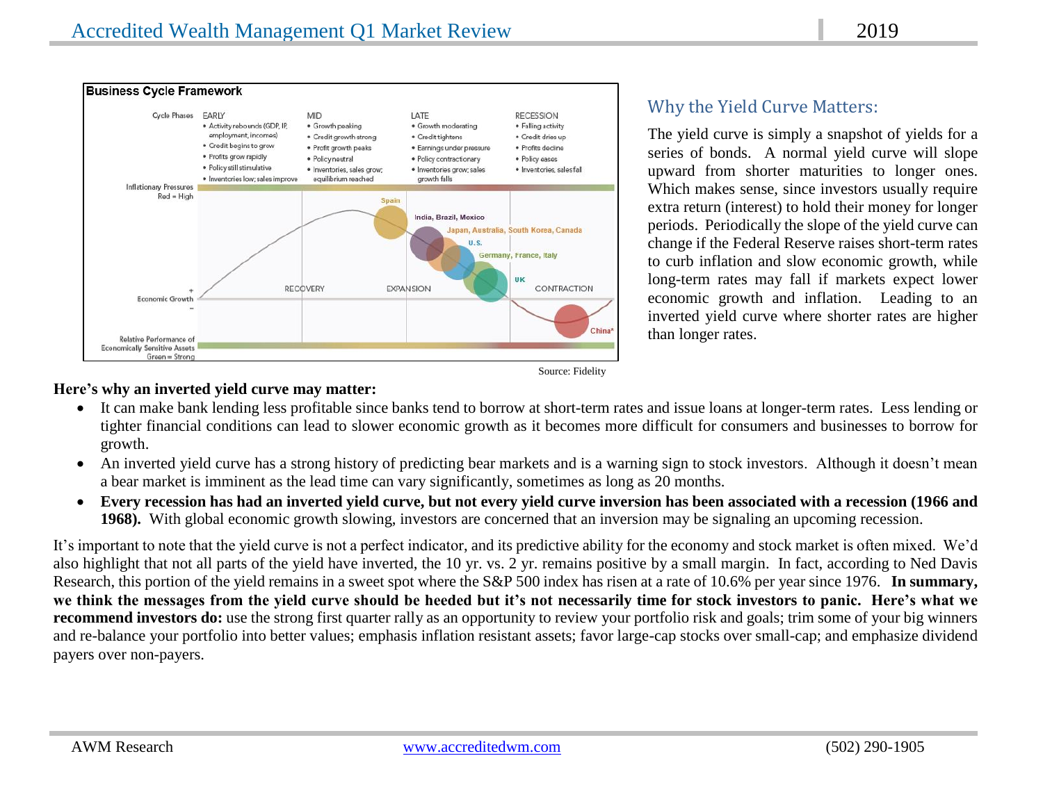## Business Cycle Framework

| Cycle Phases | EARLY | MID | LATE | RECESSION |
|---|---|---|---|---|
| | • Activity rebounds (GDP, IP, employment, incomes) | • Growth peaking | • Growth moderating | • Falling activity |
| | • Credit begins to grow | • Credit growth strong | • Credit tightens | • Credit dries up |
| | • Profits grow rapidly | • Profit growth peaks | • Earnings under pressure | • Profits decline |
| | • Policy still stimulative | • Policy neutral | • Policy contractionary | • Policy eases |
| | • Inventories low; sales improve | • Inventories, sales grow; equilibrium reached | • Inventories grow; sales growth falls | • Inventories, sales fall |

Inflationary Pressures Red = High

Economic Growth: RECOVERY, EXPANSION, CONTRACTION

Spain; India, Brazil, Mexico; Japan, Australia, South Korea, Canada; U.S.; Germany, France, Italy; UK; China*

Relative Performance of Economically Sensitive Assets Green = Strong

Source: Fidelity

## Why the Yield Curve Matters:

The yield curve is simply a snapshot of yields for a series of bonds. A normal yield curve will slope upward from shorter maturities to longer ones. Which makes sense, since investors usually require extra return (interest) to hold their money for longer periods. Periodically the slope of the yield curve can change if the Federal Reserve raises short-term rates to curb inflation and slow economic growth, while long-term rates may fall if markets expect lower economic growth and inflation. Leading to an inverted yield curve where shorter rates are higher than longer rates.

**Here's why an inverted yield curve may matter:**

- It can make bank lending less profitable since banks tend to borrow at short-term rates and issue loans at longer-term rates. Less lending or tighter financial conditions can lead to slower economic growth as it becomes more difficult for consumers and businesses to borrow for growth.
- An inverted yield curve has a strong history of predicting bear markets and is a warning sign to stock investors. Although it doesn't mean a bear market is imminent as the lead time can vary significantly, sometimes as long as 20 months.
- **Every recession has had an inverted yield curve, but not every yield curve inversion has been associated with a recession (1966 and 1968).** With global economic growth slowing, investors are concerned that an inversion may be signaling an upcoming recession.

It's important to note that the yield curve is not a perfect indicator, and its predictive ability for the economy and stock market is often mixed. We'd also highlight that not all parts of the yield have inverted, the 10 yr. vs. 2 yr. remains positive by a small margin. In fact, according to Ned Davis Research, this portion of the yield remains in a sweet spot where the S&P 500 index has risen at a rate of 10.6% per year since 1976. **In summary, we think the messages from the yield curve should be heeded but it's not necessarily time for stock investors to panic. Here's what we recommend investors do:** use the strong first quarter rally as an opportunity to review your portfolio risk and goals; trim some of your big winners and re-balance your portfolio into better values; emphasis inflation resistant assets; favor large-cap stocks over small-cap; and emphasize dividend payers over non-payers.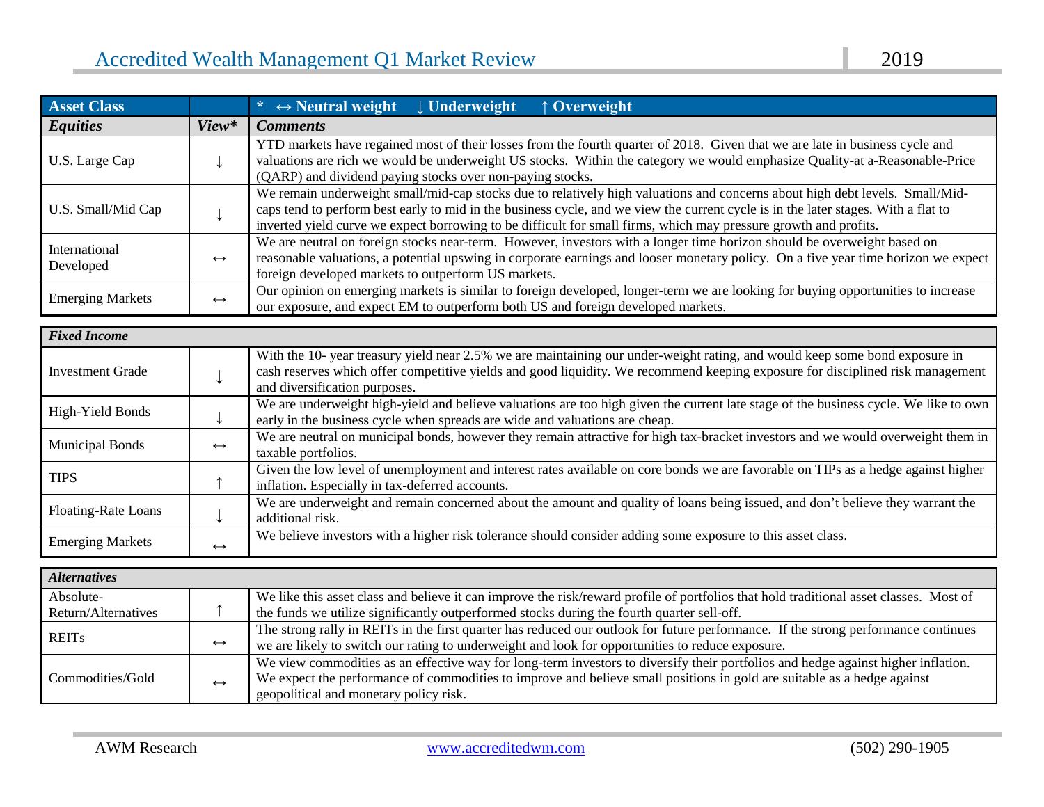| Asset Class | | * ↔ Neutral weight ↓ Underweight ↑ Overweight |
|---|---|---|
| ***Equities*** | ***View**** | ***Comments*** |
| U.S. Large Cap | ↓ | YTD markets have regained most of their losses from the fourth quarter of 2018. Given that we are late in business cycle and valuations are rich we would be underweight US stocks. Within the category we would emphasize Quality-at a-Reasonable-Price (QARP) and dividend paying stocks over non-paying stocks. |
| U.S. Small/Mid Cap | ↓ | We remain underweight small/mid-cap stocks due to relatively high valuations and concerns about high debt levels. Small/Mid-caps tend to perform best early to mid in the business cycle, and we view the current cycle is in the later stages. With a flat to inverted yield curve we expect borrowing to be difficult for small firms, which may pressure growth and profits. |
| International Developed | ↔ | We are neutral on foreign stocks near-term. However, investors with a longer time horizon should be overweight based on reasonable valuations, a potential upswing in corporate earnings and looser monetary policy. On a five year time horizon we expect foreign developed markets to outperform US markets. |
| Emerging Markets | ↔ | Our opinion on emerging markets is similar to foreign developed, longer-term we are looking for buying opportunities to increase our exposure, and expect EM to outperform both US and foreign developed markets. |
| ***Fixed Income*** | | |
| Investment Grade | ↓ | With the 10- year treasury yield near 2.5% we are maintaining our under-weight rating, and would keep some bond exposure in cash reserves which offer competitive yields and good liquidity. We recommend keeping exposure for disciplined risk management and diversification purposes. |
| High-Yield Bonds | ↓ | We are underweight high-yield and believe valuations are too high given the current late stage of the business cycle. We like to own early in the business cycle when spreads are wide and valuations are cheap. |
| Municipal Bonds | ↔ | We are neutral on municipal bonds, however they remain attractive for high tax-bracket investors and we would overweight them in taxable portfolios. |
| TIPS | ↑ | Given the low level of unemployment and interest rates available on core bonds we are favorable on TIPs as a hedge against higher inflation. Especially in tax-deferred accounts. |
| Floating-Rate Loans | ↓ | We are underweight and remain concerned about the amount and quality of loans being issued, and don't believe they warrant the additional risk. |
| Emerging Markets | ↔ | We believe investors with a higher risk tolerance should consider adding some exposure to this asset class. |
| ***Alternatives*** | | |
| Absolute-Return/Alternatives | ↑ | We like this asset class and believe it can improve the risk/reward profile of portfolios that hold traditional asset classes. Most of the funds we utilize significantly outperformed stocks during the fourth quarter sell-off. |
| REITs | ↔ | The strong rally in REITs in the first quarter has reduced our outlook for future performance. If the strong performance continues we are likely to switch our rating to underweight and look for opportunities to reduce exposure. |
| Commodities/Gold | ↔ | We view commodities as an effective way for long-term investors to diversify their portfolios and hedge against higher inflation. We expect the performance of commodities to improve and believe small positions in gold are suitable as a hedge against geopolitical and monetary policy risk. |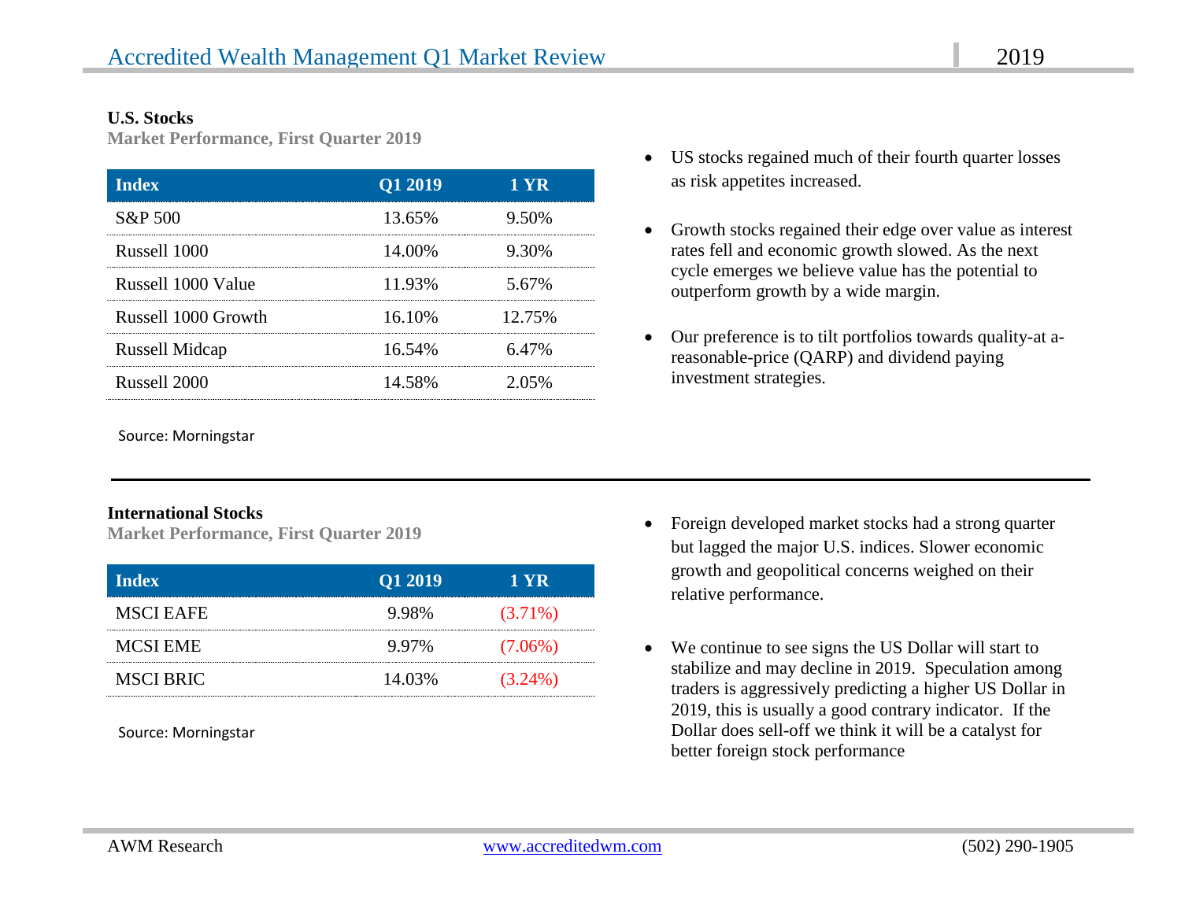## U.S. Stocks

**Market Performance, First Quarter 2019**

| Index | Q1 2019 | 1 YR |
|---|---|---|
| S&P 500 | 13.65% | 9.50% |
| Russell 1000 | 14.00% | 9.30% |
| Russell 1000 Value | 11.93% | 5.67% |
| Russell 1000 Growth | 16.10% | 12.75% |
| Russell Midcap | 16.54% | 6.47% |
| Russell 2000 | 14.58% | 2.05% |

Source: Morningstar

- US stocks regained much of their fourth quarter losses as risk appetites increased.
- Growth stocks regained their edge over value as interest rates fell and economic growth slowed. As the next cycle emerges we believe value has the potential to outperform growth by a wide margin.
- Our preference is to tilt portfolios towards quality-at a-reasonable-price (QARP) and dividend paying investment strategies.

---

## International Stocks

**Market Performance, First Quarter 2019**

| Index | Q1 2019 | 1 YR |
|---|---|---|
| MSCI EAFE | 9.98% | (3.71%) |
| MCSI EME | 9.97% | (7.06%) |
| MSCI BRIC | 14.03% | (3.24%) |

Source: Morningstar

- Foreign developed market stocks had a strong quarter but lagged the major U.S. indices. Slower economic growth and geopolitical concerns weighed on their relative performance.
- We continue to see signs the US Dollar will start to stabilize and may decline in 2019. Speculation among traders is aggressively predicting a higher US Dollar in 2019, this is usually a good contrary indicator. If the Dollar does sell-off we think it will be a catalyst for better foreign stock performance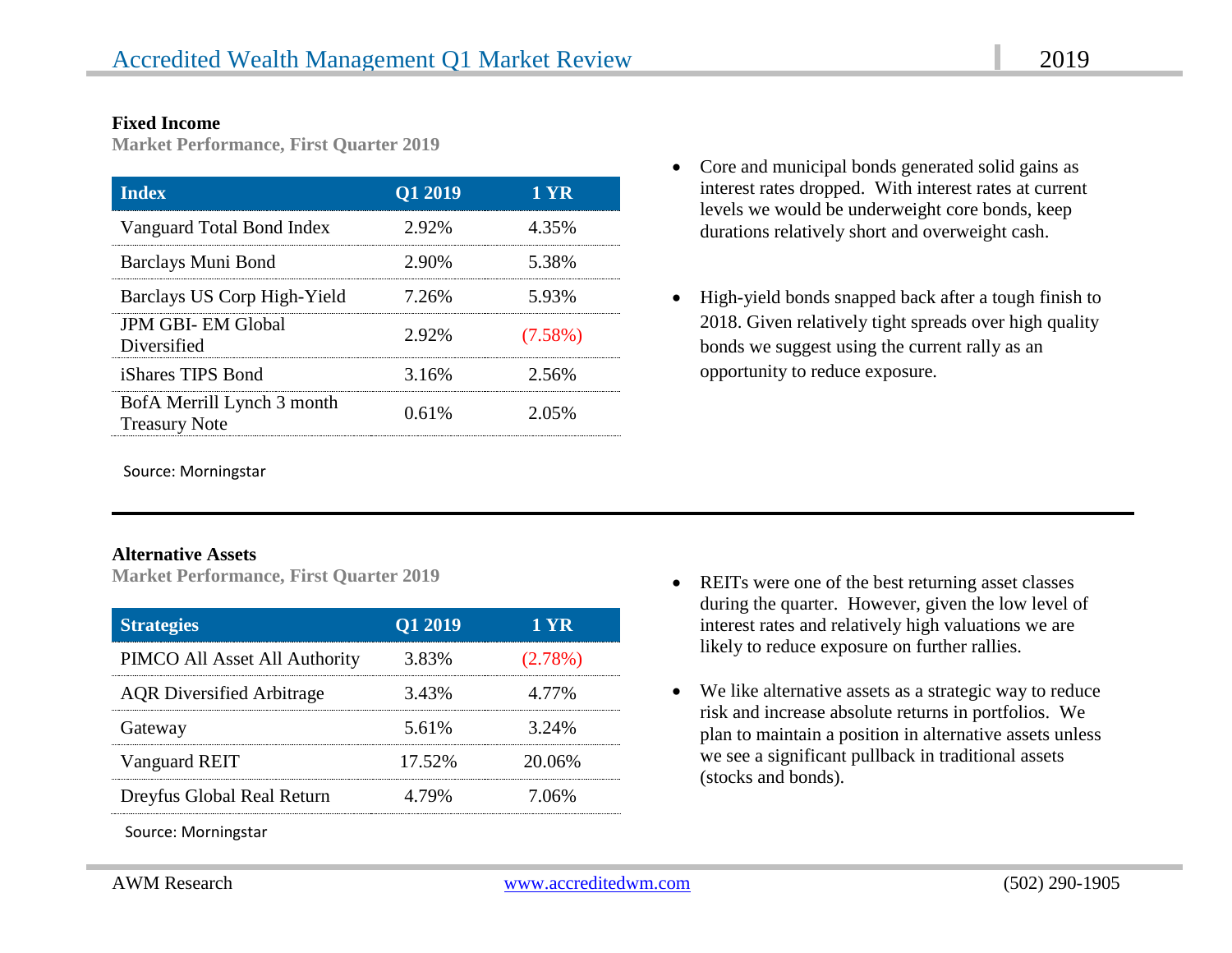### Fixed Income

**Market Performance, First Quarter 2019**

| Index | Q1 2019 | 1 YR |
|---|---|---|
| Vanguard Total Bond Index | 2.92% | 4.35% |
| Barclays Muni Bond | 2.90% | 5.38% |
| Barclays US Corp High-Yield | 7.26% | 5.93% |
| JPM GBI- EM Global Diversified | 2.92% | (7.58%) |
| iShares TIPS Bond | 3.16% | 2.56% |
| BofA Merrill Lynch 3 month Treasury Note | 0.61% | 2.05% |

Source: Morningstar

- Core and municipal bonds generated solid gains as interest rates dropped. With interest rates at current levels we would be underweight core bonds, keep durations relatively short and overweight cash.
- High-yield bonds snapped back after a tough finish to 2018. Given relatively tight spreads over high quality bonds we suggest using the current rally as an opportunity to reduce exposure.

### Alternative Assets

**Market Performance, First Quarter 2019**

| Strategies | Q1 2019 | 1 YR |
|---|---|---|
| PIMCO All Asset All Authority | 3.83% | (2.78%) |
| AQR Diversified Arbitrage | 3.43% | 4.77% |
| Gateway | 5.61% | 3.24% |
| Vanguard REIT | 17.52% | 20.06% |
| Dreyfus Global Real Return | 4.79% | 7.06% |

Source: Morningstar

- REITs were one of the best returning asset classes during the quarter. However, given the low level of interest rates and relatively high valuations we are likely to reduce exposure on further rallies.
- We like alternative assets as a strategic way to reduce risk and increase absolute returns in portfolios. We plan to maintain a position in alternative assets unless we see a significant pullback in traditional assets (stocks and bonds).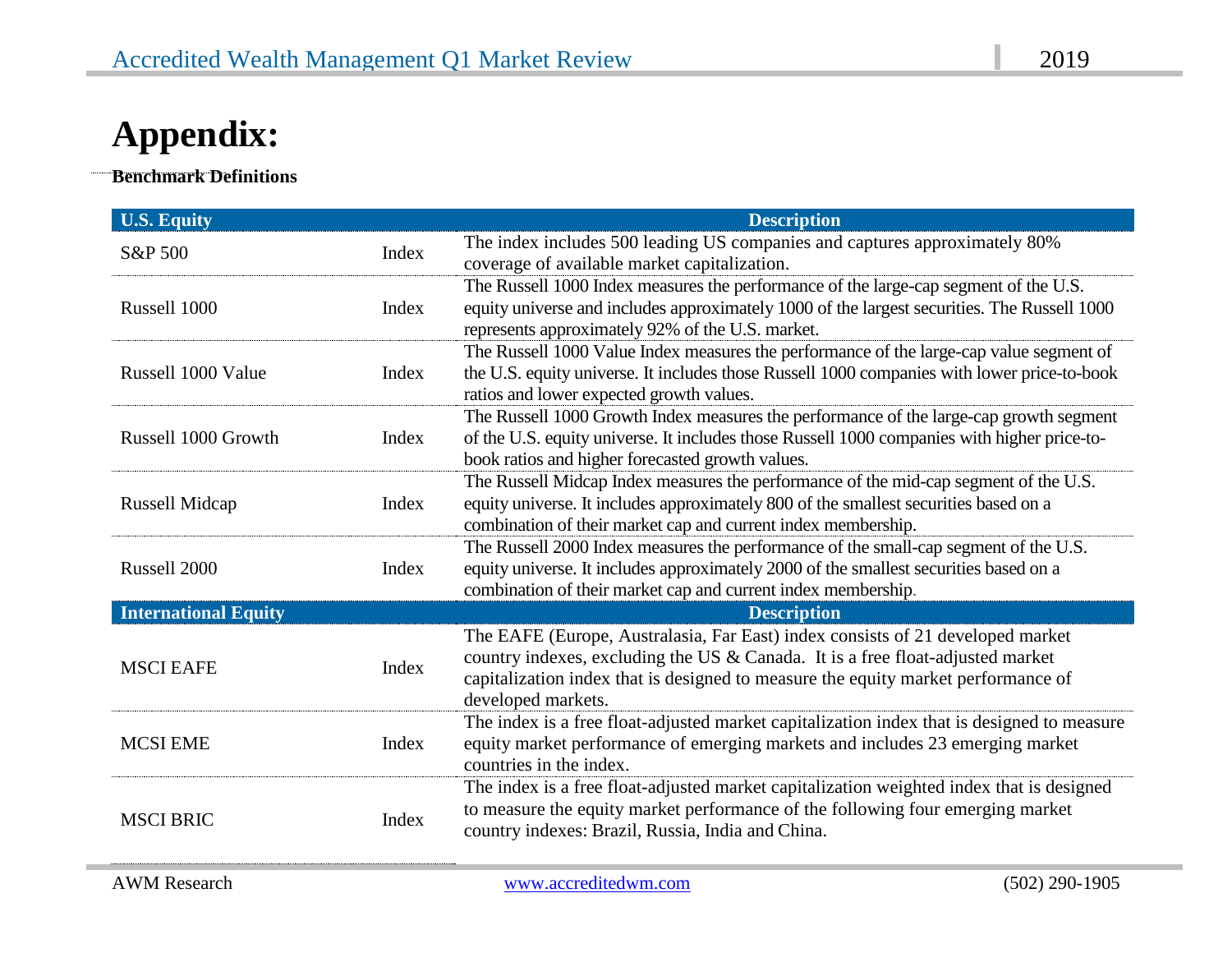# Appendix:

**Benchmark Definitions**

| U.S. Equity | | Description |
|---|---|---|
| S&P 500 | Index | The index includes 500 leading US companies and captures approximately 80% coverage of available market capitalization. |
| Russell 1000 | Index | The Russell 1000 Index measures the performance of the large-cap segment of the U.S. equity universe and includes approximately 1000 of the largest securities. The Russell 1000 represents approximately 92% of the U.S. market. |
| Russell 1000 Value | Index | The Russell 1000 Value Index measures the performance of the large-cap value segment of the U.S. equity universe. It includes those Russell 1000 companies with lower price-to-book ratios and lower expected growth values. |
| Russell 1000 Growth | Index | The Russell 1000 Growth Index measures the performance of the large-cap growth segment of the U.S. equity universe. It includes those Russell 1000 companies with higher price-to-book ratios and higher forecasted growth values. |
| Russell Midcap | Index | The Russell Midcap Index measures the performance of the mid-cap segment of the U.S. equity universe. It includes approximately 800 of the smallest securities based on a combination of their market cap and current index membership. |
| Russell 2000 | Index | The Russell 2000 Index measures the performance of the small-cap segment of the U.S. equity universe. It includes approximately 2000 of the smallest securities based on a combination of their market cap and current index membership. |
| **International Equity** | | **Description** |
| MSCI EAFE | Index | The EAFE (Europe, Australasia, Far East) index consists of 21 developed market country indexes, excluding the US & Canada. It is a free float-adjusted market capitalization index that is designed to measure the equity market performance of developed markets. |
| MCSI EME | Index | The index is a free float-adjusted market capitalization index that is designed to measure equity market performance of emerging markets and includes 23 emerging market countries in the index. |
| MSCI BRIC | Index | The index is a free float-adjusted market capitalization weighted index that is designed to measure the equity market performance of the following four emerging market country indexes: Brazil, Russia, India and China. |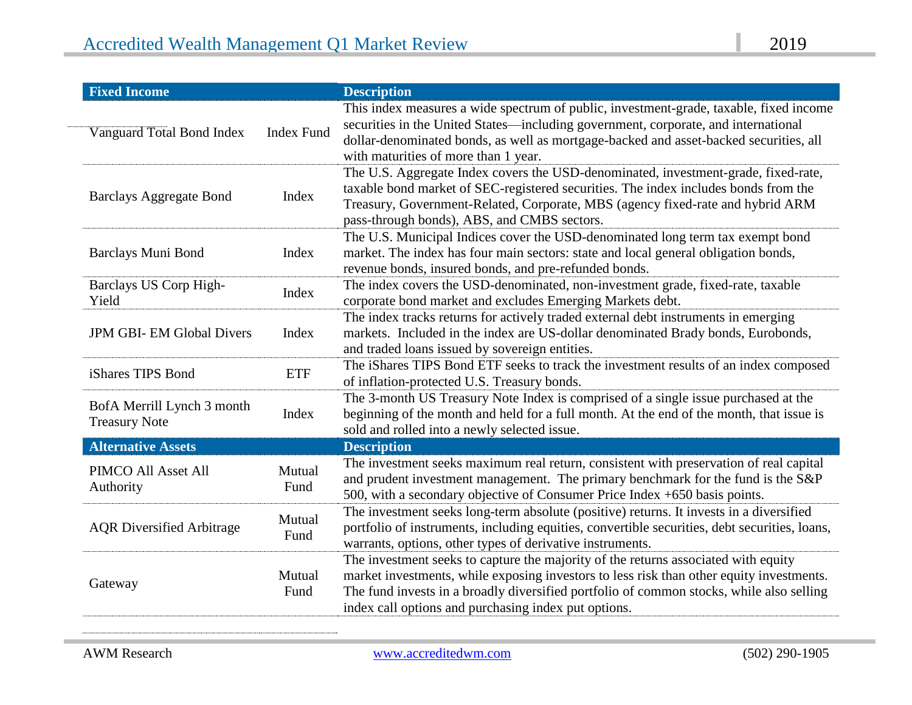| Fixed Income | | Description |
|---|---|---|
| Vanguard Total Bond Index | Index Fund | This index measures a wide spectrum of public, investment-grade, taxable, fixed income securities in the United States—including government, corporate, and international dollar-denominated bonds, as well as mortgage-backed and asset-backed securities, all with maturities of more than 1 year. |
| Barclays Aggregate Bond | Index | The U.S. Aggregate Index covers the USD-denominated, investment-grade, fixed-rate, taxable bond market of SEC-registered securities. The index includes bonds from the Treasury, Government-Related, Corporate, MBS (agency fixed-rate and hybrid ARM pass-through bonds), ABS, and CMBS sectors. |
| Barclays Muni Bond | Index | The U.S. Municipal Indices cover the USD-denominated long term tax exempt bond market. The index has four main sectors: state and local general obligation bonds, revenue bonds, insured bonds, and pre-refunded bonds. |
| Barclays US Corp High-Yield | Index | The index covers the USD-denominated, non-investment grade, fixed-rate, taxable corporate bond market and excludes Emerging Markets debt. |
| JPM GBI- EM Global Divers | Index | The index tracks returns for actively traded external debt instruments in emerging markets. Included in the index are US-dollar denominated Brady bonds, Eurobonds, and traded loans issued by sovereign entities. |
| iShares TIPS Bond | ETF | The iShares TIPS Bond ETF seeks to track the investment results of an index composed of inflation-protected U.S. Treasury bonds. |
| BofA Merrill Lynch 3 month Treasury Note | Index | The 3-month US Treasury Note Index is comprised of a single issue purchased at the beginning of the month and held for a full month. At the end of the month, that issue is sold and rolled into a newly selected issue. |
| **Alternative Assets** | | **Description** |
| PIMCO All Asset All Authority | Mutual Fund | The investment seeks maximum real return, consistent with preservation of real capital and prudent investment management. The primary benchmark for the fund is the S&P 500, with a secondary objective of Consumer Price Index +650 basis points. |
| AQR Diversified Arbitrage | Mutual Fund | The investment seeks long-term absolute (positive) returns. It invests in a diversified portfolio of instruments, including equities, convertible securities, debt securities, loans, warrants, options, other types of derivative instruments. |
| Gateway | Mutual Fund | The investment seeks to capture the majority of the returns associated with equity market investments, while exposing investors to less risk than other equity investments. The fund invests in a broadly diversified portfolio of common stocks, while also selling index call options and purchasing index put options. |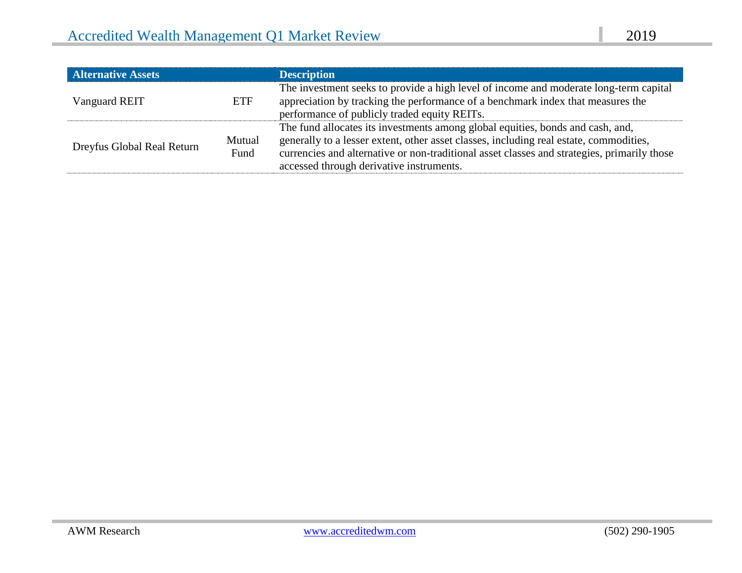| Alternative Assets | | Description |
|---|---|---|
| Vanguard REIT | ETF | The investment seeks to provide a high level of income and moderate long-term capital appreciation by tracking the performance of a benchmark index that measures the performance of publicly traded equity REITs. |
| Dreyfus Global Real Return | Mutual Fund | The fund allocates its investments among global equities, bonds and cash, and, generally to a lesser extent, other asset classes, including real estate, commodities, currencies and alternative or non-traditional asset classes and strategies, primarily those accessed through derivative instruments. |